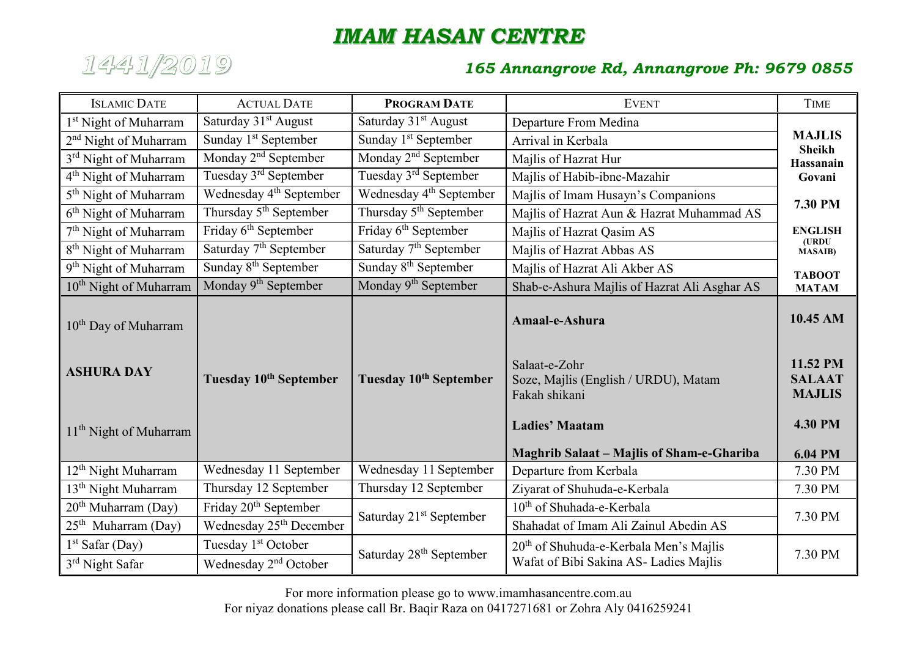# IMAM HASAN CENTRE

**1441/2019**

***165 Annangrove Rd, Annangrove Ph: 9679 0855***

| ISLAMIC DATE | ACTUAL DATE | PROGRAM DATE | EVENT | TIME |
|---|---|---|---|---|
| 1st Night of Muharram | Saturday 31st August | Saturday 31st August | Departure From Medina | **MAJLIS** **Sheikh Hassanain Govani** |
| 2nd Night of Muharram | Sunday 1st September | Sunday 1st September | Arrival in Kerbala | |
| 3rd Night of Muharram | Monday 2nd September | Monday 2nd September | Majlis of Hazrat Hur | |
| 4th Night of Muharram | Tuesday 3rd September | Tuesday 3rd September | Majlis of Habib-ibne-Mazahir | |
| 5th Night of Muharram | Wednesday 4th September | Wednesday 4th September | Majlis of Imam Husayn's Companions | **7.30 PM** |
| 6th Night of Muharram | Thursday 5th September | Thursday 5th September | Majlis of Hazrat Aun & Hazrat Muhammad AS | |
| 7th Night of Muharram | Friday 6th September | Friday 6th September | Majlis of Hazrat Qasim AS | **ENGLISH (URDU MASAIB)** |
| 8th Night of Muharram | Saturday 7th September | Saturday 7th September | Majlis of Hazrat Abbas AS | |
| 9th Night of Muharram | Sunday 8th September | Sunday 8th September | Majlis of Hazrat Ali Akber AS | **TABOOT MATAM** |
| 10th Night of Muharram | Monday 9th September | Monday 9th September | Shab-e-Ashura Majlis of Hazrat Ali Asghar AS | |
| 10th Day of Muharram | **Tuesday 10th September** | **Tuesday 10th September** | **Amaal-e-Ashura** | **10.45 AM** |
| **ASHURA DAY** | | | Salaat-e-Zohr<br>Soze, Majlis (English / URDU), Matam<br>Fakah shikani | **11.52 PM SALAAT MAJLIS** |
| 11th Night of Muharram | | | **Ladies' Maatam** | **4.30 PM** |
| | | | **Maghrib Salaat – Majlis of Sham-e-Ghariba** | **6.04 PM** |
| 12th Night Muharram | Wednesday 11 September | Wednesday 11 September | Departure from Kerbala | 7.30 PM |
| 13th Night Muharram | Thursday 12 September | Thursday 12 September | Ziyarat of Shuhuda-e-Kerbala | 7.30 PM |
| 20th Muharram (Day) | Friday 20th September | Saturday 21st September | 10th of Shuhada-e-Kerbala | 7.30 PM |
| 25th Muharram (Day) | Wednesday 25th December | | Shahadat of Imam Ali Zainul Abedin AS | |
| 1st Safar (Day) | Tuesday 1st October | Saturday 28th September | 20th of Shuhuda-e-Kerbala Men's Majlis | 7.30 PM |
| 3rd Night Safar | Wednesday 2nd October | | Wafat of Bibi Sakina AS- Ladies Majlis | |

For more information please go to www.imamhasancentre.com.au
For niyaz donations please call Br. Baqir Raza on 0417271681 or Zohra Aly 0416259241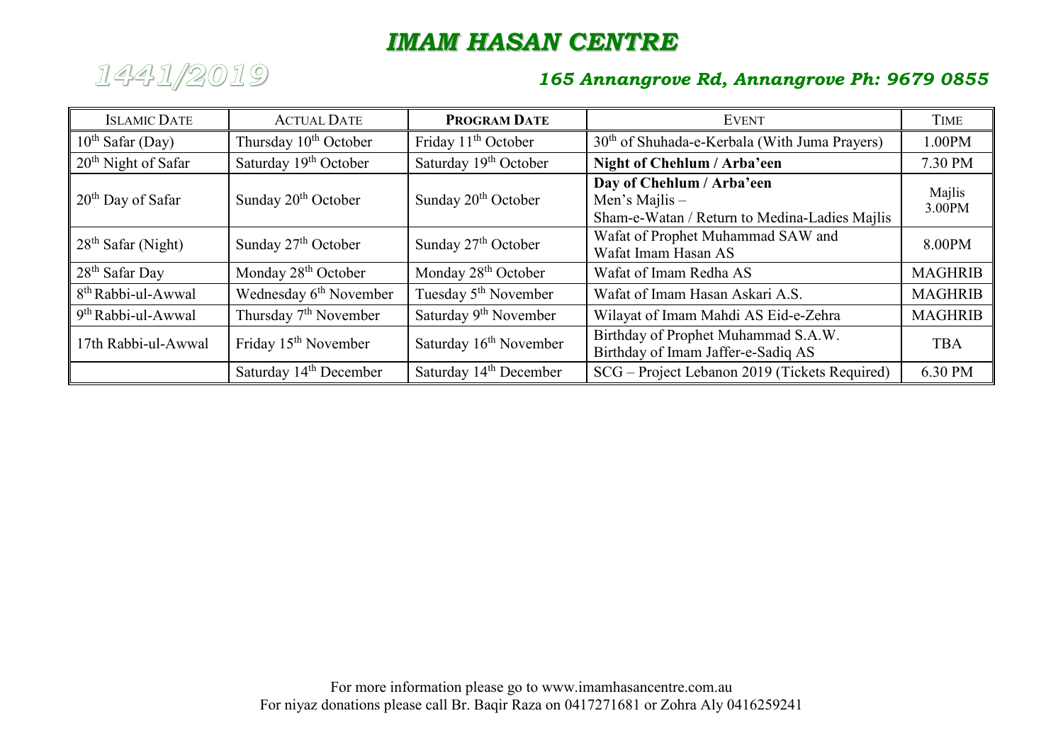# IMAM HASAN CENTRE

**1441/2019**

***165 Annangrove Rd, Annangrove Ph: 9679 0855***

| ISLAMIC DATE | ACTUAL DATE | **PROGRAM DATE** | EVENT | TIME |
|---|---|---|---|---|
| 10th Safar (Day) | Thursday 10th October | Friday 11th October | 30th of Shuhada-e-Kerbala (With Juma Prayers) | 1.00PM |
| 20th Night of Safar | Saturday 19th October | Saturday 19th October | **Night of Chehlum / Arba'een** | 7.30 PM |
| 20th Day of Safar | Sunday 20th October | Sunday 20th October | **Day of Chehlum / Arba'een** Men's Majlis – Sham-e-Watan / Return to Medina-Ladies Majlis | Majlis 3.00PM |
| 28th Safar (Night) | Sunday 27th October | Sunday 27th October | Wafat of Prophet Muhammad SAW and Wafat Imam Hasan AS | 8.00PM |
| 28th Safar Day | Monday 28th October | Monday 28th October | Wafat of Imam Redha AS | MAGHRIB |
| 8th Rabbi-ul-Awwal | Wednesday 6th November | Tuesday 5th November | Wafat of Imam Hasan Askari A.S. | MAGHRIB |
| 9th Rabbi-ul-Awwal | Thursday 7th November | Saturday 9th November | Wilayat of Imam Mahdi AS Eid-e-Zehra | MAGHRIB |
| 17th Rabbi-ul-Awwal | Friday 15th November | Saturday 16th November | Birthday of Prophet Muhammad S.A.W. Birthday of Imam Jaffer-e-Sadiq AS | TBA |
| | Saturday 14th December | Saturday 14th December | SCG – Project Lebanon 2019 (Tickets Required) | 6.30 PM |

For more information please go to www.imamhasancentre.com.au
For niyaz donations please call Br. Baqir Raza on 0417271681 or Zohra Aly 0416259241